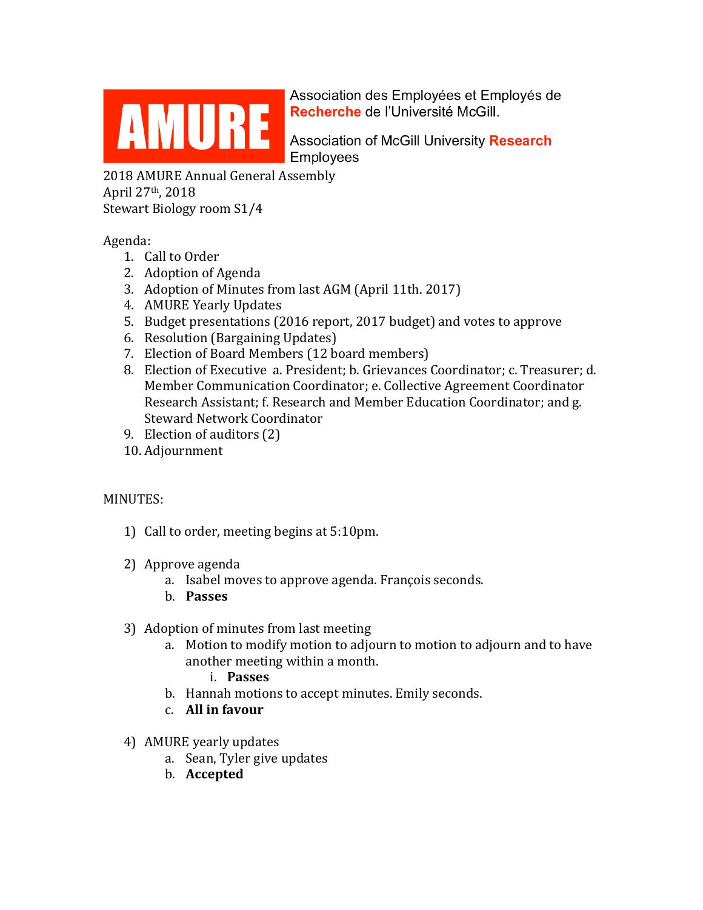**AMURE**

Association des Employées et Employés de **Recherche** de l'Université McGill.

Association of McGill University **Research** Employees

2018 AMURE Annual General Assembly
April 27th, 2018
Stewart Biology room S1/4

Agenda:

1. Call to Order
2. Adoption of Agenda
3. Adoption of Minutes from last AGM (April 11th. 2017)
4. AMURE Yearly Updates
5. Budget presentations (2016 report, 2017 budget) and votes to approve
6. Resolution (Bargaining Updates)
7. Election of Board Members (12 board members)
8. Election of Executive a. President; b. Grievances Coordinator; c. Treasurer; d. Member Communication Coordinator; e. Collective Agreement Coordinator Research Assistant; f. Research and Member Education Coordinator; and g. Steward Network Coordinator
9. Election of auditors (2)
10. Adjournment

MINUTES:

1) Call to order, meeting begins at 5:10pm.

2) Approve agenda
   a. Isabel moves to approve agenda. François seconds.
   b. **Passes**

3) Adoption of minutes from last meeting
   a. Motion to modify motion to adjourn to motion to adjourn and to have another meeting within a month.
      i. **Passes**
   b. Hannah motions to accept minutes. Emily seconds.
   c. **All in favour**

4) AMURE yearly updates
   a. Sean, Tyler give updates
   b. **Accepted**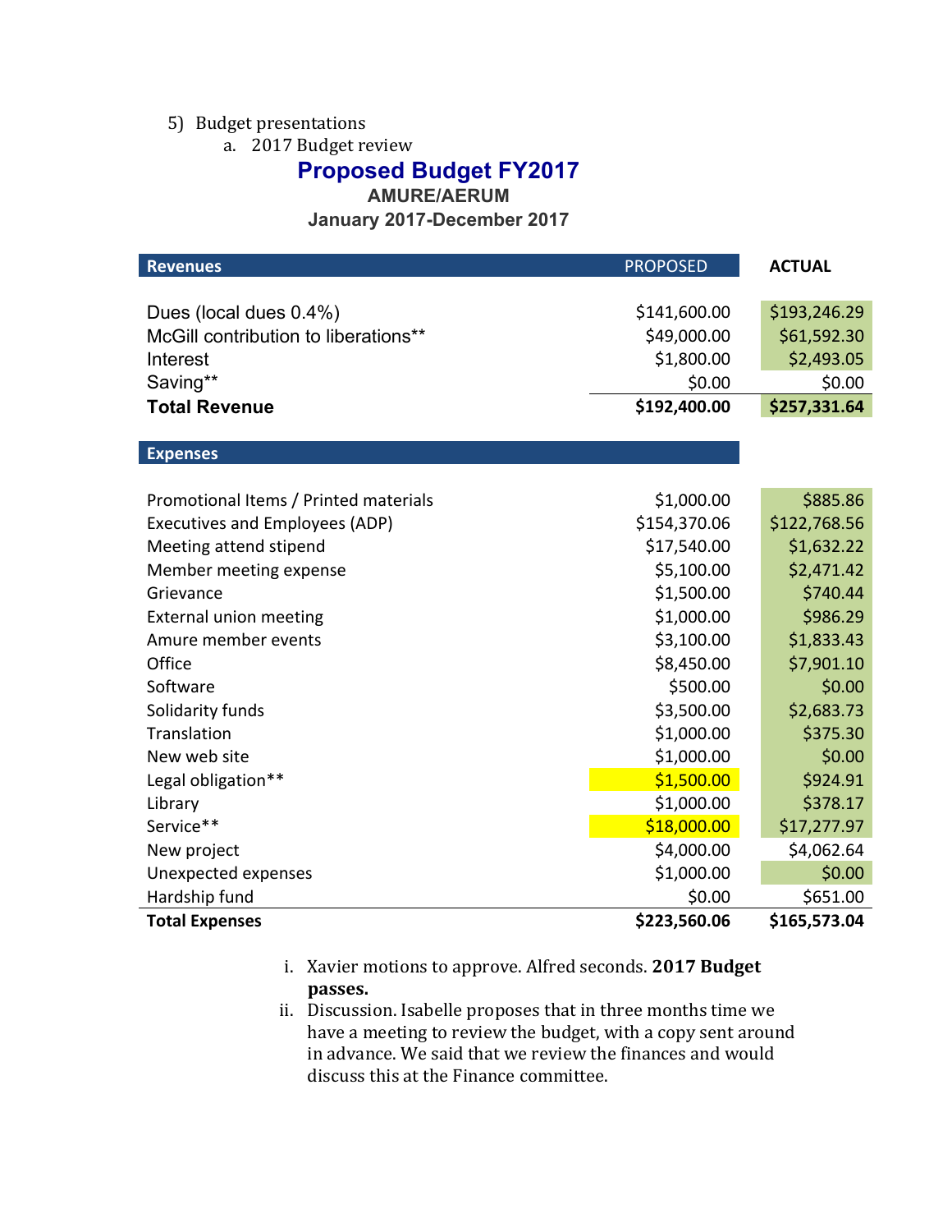5) Budget presentations

a. 2017 Budget review

## Proposed Budget FY2017

### AMURE/AERUM

### January 2017-December 2017

| Revenues | PROPOSED | ACTUAL |
|---|---|---|
| Dues (local dues 0.4%) | $141,600.00 | $193,246.29 |
| McGill contribution to liberations** | $49,000.00 | $61,592.30 |
| Interest | $1,800.00 | $2,493.05 |
| Saving** | $0.00 | $0.00 |
| **Total Revenue** | **$192,400.00** | **$257,331.64** |

| Expenses | PROPOSED | ACTUAL |
|---|---|---|
| Promotional Items / Printed materials | $1,000.00 | $885.86 |
| Executives and Employees (ADP) | $154,370.06 | $122,768.56 |
| Meeting attend stipend | $17,540.00 | $1,632.22 |
| Member meeting expense | $5,100.00 | $2,471.42 |
| Grievance | $1,500.00 | $740.44 |
| External union meeting | $1,000.00 | $986.29 |
| Amure member events | $3,100.00 | $1,833.43 |
| Office | $8,450.00 | $7,901.10 |
| Software | $500.00 | $0.00 |
| Solidarity funds | $3,500.00 | $2,683.73 |
| Translation | $1,000.00 | $375.30 |
| New web site | $1,000.00 | $0.00 |
| Legal obligation** | $1,500.00 | $924.91 |
| Library | $1,000.00 | $378.17 |
| Service** | $18,000.00 | $17,277.97 |
| New project | $4,000.00 | $4,062.64 |
| Unexpected expenses | $1,000.00 | $0.00 |
| Hardship fund | $0.00 | $651.00 |
| **Total Expenses** | **$223,560.06** | **$165,573.04** |

i. Xavier motions to approve. Alfred seconds. **2017 Budget passes.**

ii. Discussion. Isabelle proposes that in three months time we have a meeting to review the budget, with a copy sent around in advance. We said that we review the finances and would discuss this at the Finance committee.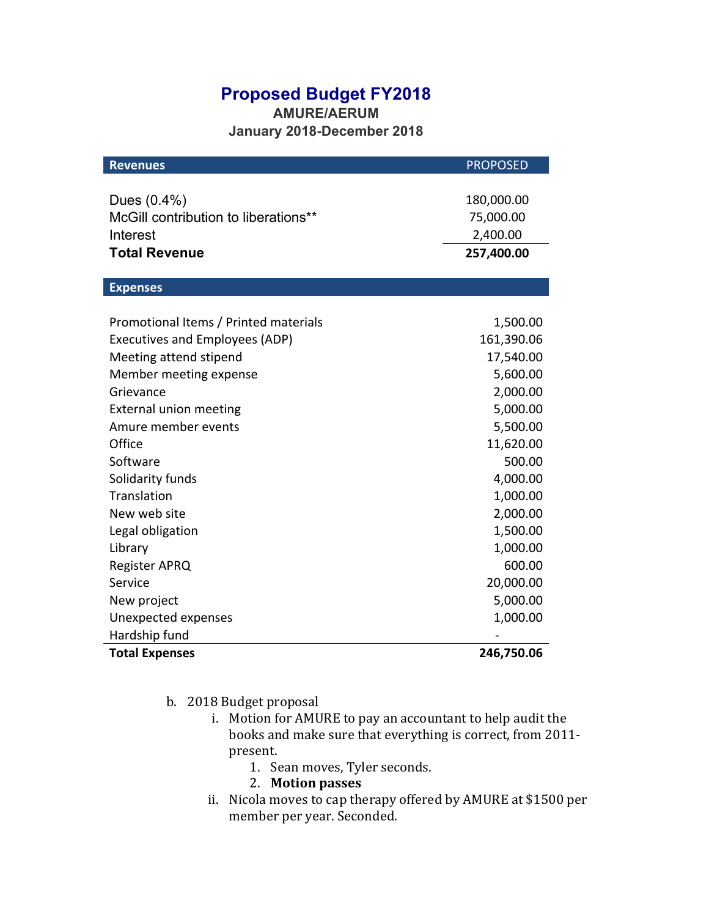# Proposed Budget FY2018

**AMURE/AERUM**

**January 2018-December 2018**

| Revenues | PROPOSED |
|---|---|
| Dues (0.4%) | 180,000.00 |
| McGill contribution to liberations** | 75,000.00 |
| Interest | 2,400.00 |
| **Total Revenue** | **257,400.00** |

| Expenses | |
|---|---|
| Promotional Items / Printed materials | 1,500.00 |
| Executives and Employees (ADP) | 161,390.06 |
| Meeting attend stipend | 17,540.00 |
| Member meeting expense | 5,600.00 |
| Grievance | 2,000.00 |
| External union meeting | 5,000.00 |
| Amure member events | 5,500.00 |
| Office | 11,620.00 |
| Software | 500.00 |
| Solidarity funds | 4,000.00 |
| Translation | 1,000.00 |
| New web site | 2,000.00 |
| Legal obligation | 1,500.00 |
| Library | 1,000.00 |
| Register APRQ | 600.00 |
| Service | 20,000.00 |
| New project | 5,000.00 |
| Unexpected expenses | 1,000.00 |
| Hardship fund | - |
| **Total Expenses** | **246,750.06** |

b. 2018 Budget proposal
   i. Motion for AMURE to pay an accountant to help audit the books and make sure that everything is correct, from 2011-present.
      1. Sean moves, Tyler seconds.
      2. **Motion passes**
   ii. Nicola moves to cap therapy offered by AMURE at $1500 per member per year. Seconded.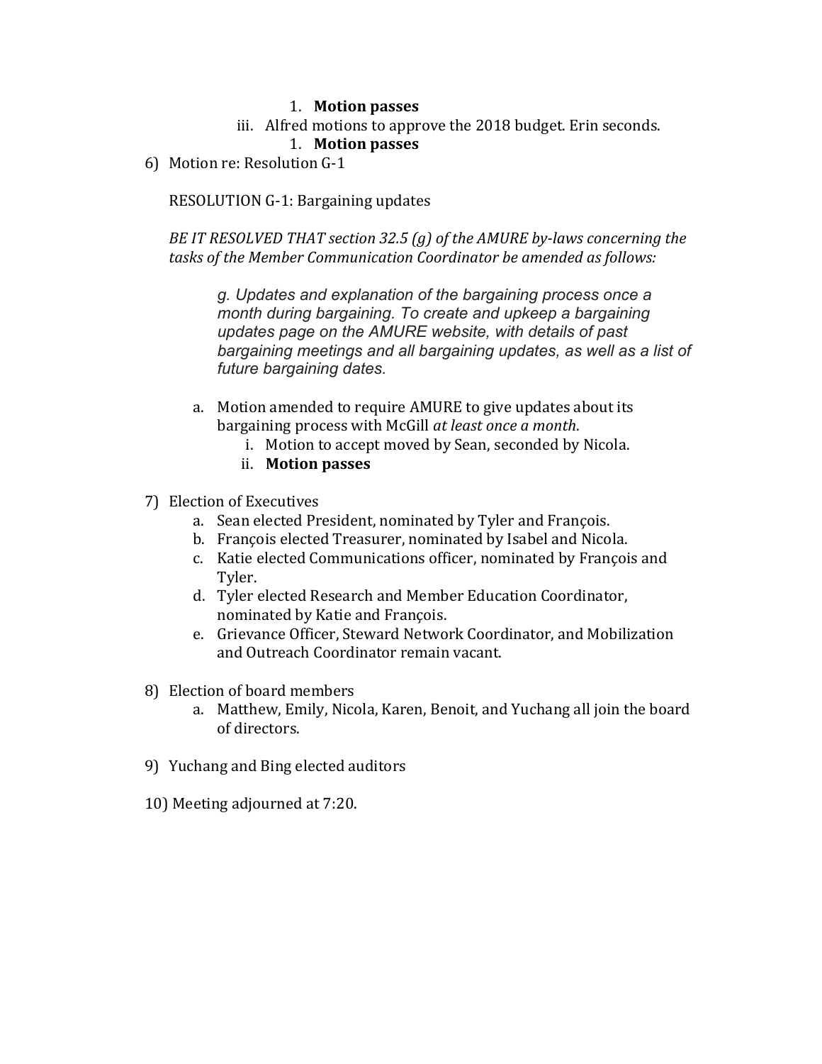1. **Motion passes**

iii. Alfred motions to approve the 2018 budget. Erin seconds.

1. **Motion passes**

6) Motion re: Resolution G-1

RESOLUTION G-1: Bargaining updates

*BE IT RESOLVED THAT section 32.5 (g) of the AMURE by-laws concerning the tasks of the Member Communication Coordinator be amended as follows:*

> *g. Updates and explanation of the bargaining process once a month during bargaining. To create and upkeep a bargaining updates page on the AMURE website, with details of past bargaining meetings and all bargaining updates, as well as a list of future bargaining dates.*

a. Motion amended to require AMURE to give updates about its bargaining process with McGill *at least once a month*.
   i. Motion to accept moved by Sean, seconded by Nicola.
   ii. **Motion passes**

7) Election of Executives
   a. Sean elected President, nominated by Tyler and François.
   b. François elected Treasurer, nominated by Isabel and Nicola.
   c. Katie elected Communications officer, nominated by François and Tyler.
   d. Tyler elected Research and Member Education Coordinator, nominated by Katie and François.
   e. Grievance Officer, Steward Network Coordinator, and Mobilization and Outreach Coordinator remain vacant.

8) Election of board members
   a. Matthew, Emily, Nicola, Karen, Benoit, and Yuchang all join the board of directors.

9) Yuchang and Bing elected auditors

10) Meeting adjourned at 7:20.